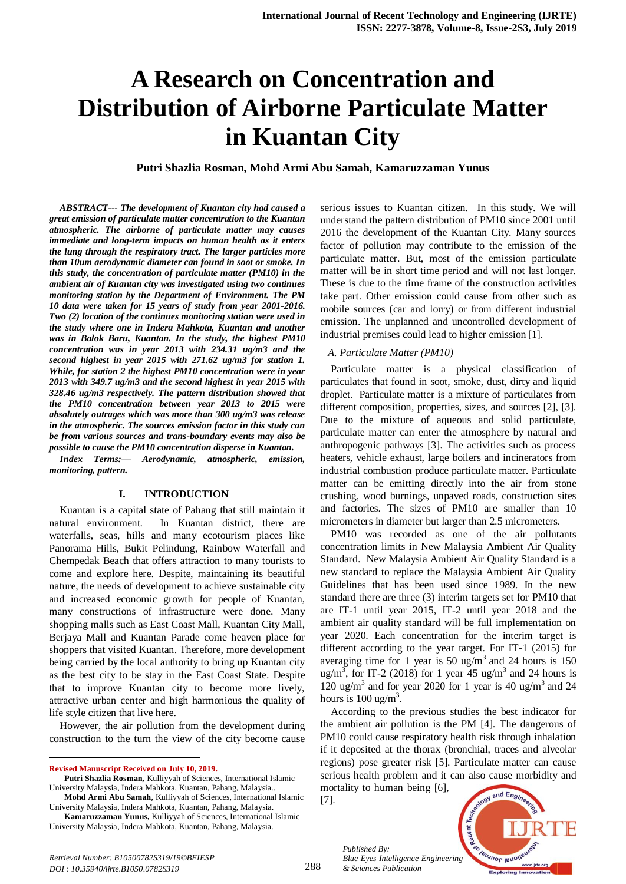# A Research on Concentration and Distribution of Airborne Particulate Matter in Kuantan City

**Putri Shazlia Rosman, Mohd Armi Abu Samah, Kamaruzzaman Yunus**

***ABSTRACT--- The development of Kuantan city had caused a great emission of particulate matter concentration to the Kuantan atmospheric. The airborne of particulate matter may causes immediate and long-term impacts on human health as it enters the lung through the respiratory tract. The larger particles more than 10um aerodynamic diameter can found in soot or smoke. In this study, the concentration of particulate matter (PM10) in the ambient air of Kuantan city was investigated using two continues monitoring station by the Department of Environment. The PM 10 data were taken for 15 years of study from year 2001-2016. Two (2) location of the continues monitoring station were used in the study where one in Indera Mahkota, Kuantan and another was in Balok Baru, Kuantan. In the study, the highest PM10 concentration was in year 2013 with 234.31 ug/m3 and the second highest in year 2015 with 271.62 ug/m3 for station 1. While, for station 2 the highest PM10 concentration were in year 2013 with 349.7 ug/m3 and the second highest in year 2015 with 328.46 ug/m3 respectively. The pattern distribution showed that the PM10 concentration between year 2013 to 2015 were absolutely outrages which was more than 300 ug/m3 was release in the atmospheric. The sources emission factor in this study can be from various sources and trans-boundary events may also be possible to cause the PM10 concentration disperse in Kuantan.***

***Index Terms:— Aerodynamic, atmospheric, emission, monitoring, pattern.***

## I. INTRODUCTION

Kuantan is a capital state of Pahang that still maintain it natural environment. In Kuantan district, there are waterfalls, seas, hills and many ecotourism places like Panorama Hills, Bukit Pelindung, Rainbow Waterfall and Chempedak Beach that offers attraction to many tourists to come and explore here. Despite, maintaining its beautiful nature, the needs of development to achieve sustainable city and increased economic growth for people of Kuantan, many constructions of infrastructure were done. Many shopping malls such as East Coast Mall, Kuantan City Mall, Berjaya Mall and Kuantan Parade come heaven place for shoppers that visited Kuantan. Therefore, more development being carried by the local authority to bring up Kuantan city as the best city to be stay in the East Coast State. Despite that to improve Kuantan city to become more lively, attractive urban center and high harmonious the quality of life style citizen that live here.

However, the air pollution from the development during construction to the turn the view of the city become cause serious issues to Kuantan citizen. In this study. We will understand the pattern distribution of PM10 since 2001 until 2016 the development of the Kuantan City. Many sources factor of pollution may contribute to the emission of the particulate matter. But, most of the emission particulate matter will be in short time period and will not last longer. These is due to the time frame of the construction activities take part. Other emission could cause from other such as mobile sources (car and lorry) or from different industrial emission. The unplanned and uncontrolled development of industrial premises could lead to higher emission [1].

### *A. Particulate Matter (PM10)*

Particulate matter is a physical classification of particulates that found in soot, smoke, dust, dirty and liquid droplet. Particulate matter is a mixture of particulates from different composition, properties, sizes, and sources [2], [3]. Due to the mixture of aqueous and solid particulate, particulate matter can enter the atmosphere by natural and anthropogenic pathways [3]. The activities such as process heaters, vehicle exhaust, large boilers and incinerators from industrial combustion produce particulate matter. Particulate matter can be emitting directly into the air from stone crushing, wood burnings, unpaved roads, construction sites and factories. The sizes of PM10 are smaller than 10 micrometers in diameter but larger than 2.5 micrometers.

PM10 was recorded as one of the air pollutants concentration limits in New Malaysia Ambient Air Quality Standard. New Malaysia Ambient Air Quality Standard is a new standard to replace the Malaysia Ambient Air Quality Guidelines that has been used since 1989. In the new standard there are three (3) interim targets set for PM10 that are IT-1 until year 2015, IT-2 until year 2018 and the ambient air quality standard will be full implementation on year 2020. Each concentration for the interim target is different according to the year target. For IT-1 (2015) for averaging time for 1 year is 50 ug/m$^3$ and 24 hours is 150 ug/m$^3$, for IT-2 (2018) for 1 year 45 ug/m$^3$ and 24 hours is 120 ug/m$^3$ and for year 2020 for 1 year is 40 ug/m$^3$ and 24 hours is 100 ug/m$^3$.

According to the previous studies the best indicator for the ambient air pollution is the PM [4]. The dangerous of PM10 could cause respiratory health risk through inhalation if it deposited at the thorax (bronchial, traces and alveolar regions) pose greater risk [5]. Particulate matter can cause serious health problem and it can also cause morbidity and mortality to human being [6], [7].

---

**Revised Manuscript Received on July 10, 2019.**

**Putri Shazlia Rosman,** Kulliyyah of Sciences, International Islamic University Malaysia, Indera Mahkota, Kuantan, Pahang, Malaysia..

**Mohd Armi Abu Samah,** Kulliyyah of Sciences, International Islamic University Malaysia, Indera Mahkota, Kuantan, Pahang, Malaysia.

**Kamaruzzaman Yunus,** Kulliyyah of Sciences, International Islamic University Malaysia, Indera Mahkota, Kuantan, Pahang, Malaysia.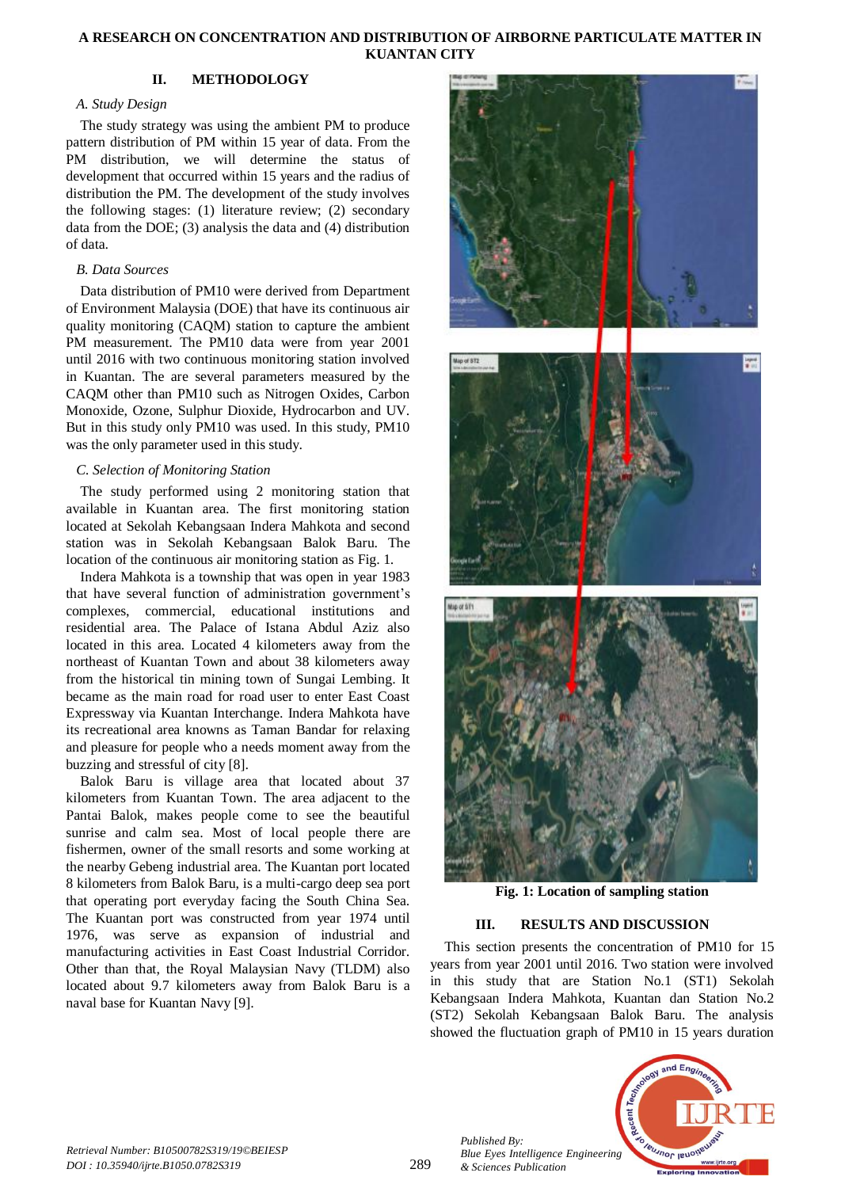## II. METHODOLOGY

### A. Study Design

The study strategy was using the ambient PM to produce pattern distribution of PM within 15 year of data. From the PM distribution, we will determine the status of development that occurred within 15 years and the radius of distribution the PM. The development of the study involves the following stages: (1) literature review; (2) secondary data from the DOE; (3) analysis the data and (4) distribution of data.

### B. Data Sources

Data distribution of PM10 were derived from Department of Environment Malaysia (DOE) that have its continuous air quality monitoring (CAQM) station to capture the ambient PM measurement. The PM10 data were from year 2001 until 2016 with two continuous monitoring station involved in Kuantan. The are several parameters measured by the CAQM other than PM10 such as Nitrogen Oxides, Carbon Monoxide, Ozone, Sulphur Dioxide, Hydrocarbon and UV. But in this study only PM10 was used. In this study, PM10 was the only parameter used in this study.

### C. Selection of Monitoring Station

The study performed using 2 monitoring station that available in Kuantan area. The first monitoring station located at Sekolah Kebangsaan Indera Mahkota and second station was in Sekolah Kebangsaan Balok Baru. The location of the continuous air monitoring station as Fig. 1.

Indera Mahkota is a township that was open in year 1983 that have several function of administration government's complexes, commercial, educational institutions and residential area. The Palace of Istana Abdul Aziz also located in this area. Located 4 kilometers away from the northeast of Kuantan Town and about 38 kilometers away from the historical tin mining town of Sungai Lembing. It became as the main road for road user to enter East Coast Expressway via Kuantan Interchange. Indera Mahkota have its recreational area knowns as Taman Bandar for relaxing and pleasure for people who a needs moment away from the buzzing and stressful of city [8].

Balok Baru is village area that located about 37 kilometers from Kuantan Town. The area adjacent to the Pantai Balok, makes people come to see the beautiful sunrise and calm sea. Most of local people there are fishermen, owner of the small resorts and some working at the nearby Gebeng industrial area. The Kuantan port located 8 kilometers from Balok Baru, is a multi-cargo deep sea port that operating port everyday facing the South China Sea. The Kuantan port was constructed from year 1974 until 1976, was serve as expansion of industrial and manufacturing activities in East Coast Industrial Corridor. Other than that, the Royal Malaysian Navy (TLDM) also located about 9.7 kilometers away from Balok Baru is a naval base for Kuantan Navy [9].

**Fig. 1: Location of sampling station**

## III. RESULTS AND DISCUSSION

This section presents the concentration of PM10 for 15 years from year 2001 until 2016. Two station were involved in this study that are Station No.1 (ST1) Sekolah Kebangsaan Indera Mahkota, Kuantan dan Station No.2 (ST2) Sekolah Kebangsaan Balok Baru. The analysis showed the fluctuation graph of PM10 in 15 years duration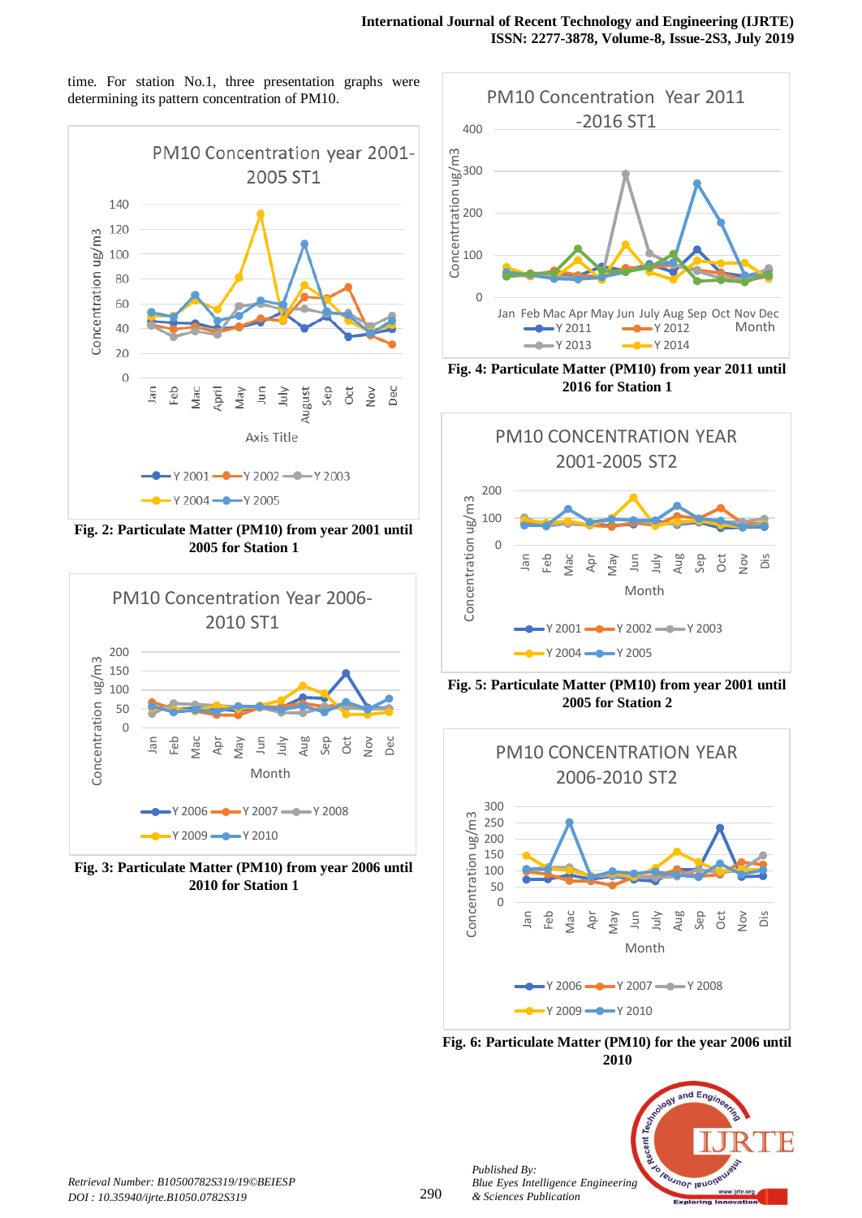time. For station No.1, three presentation graphs were determining its pattern concentration of PM10.

PM10 Concentration year 2001-2005 ST1

Concentration ug/m3

140
120
100
80
60
40
20
0

Jan Feb Mac April May Jun July August Sep Oct Nov Dec

Axis Title

Y 2001 Y 2002 Y 2003 Y 2004 Y 2005

**Fig. 2: Particulate Matter (PM10) from year 2001 until 2005 for Station 1**

PM10 Concentration Year 2006-2010 ST1

Concentration ug/m3

200
150
100
50
0

Jan Feb Mac Apr May Jun July Aug Sep Oct Nov Dec

Month

Y 2006 Y 2007 Y 2008 Y 2009 Y 2010

**Fig. 3: Particulate Matter (PM10) from year 2006 until 2010 for Station 1**

PM10 Concentration Year 2011 -2016 ST1

Concentration ug/m3

400
300
200
100
0

Jan Feb Mac Apr May Jun July Aug Sep Oct Nov Dec

Month

Y 2011 Y 2012 Y 2013 Y 2014

**Fig. 4: Particulate Matter (PM10) from year 2011 until 2016 for Station 1**

PM10 CONCENTRATION YEAR 2001-2005 ST2

Concentration ug/m3

200
100
0

Jan Feb Mac Apr May Jun July Aug Sep Oct Nov Dis

Month

Y 2001 Y 2002 Y 2003 Y 2004 Y 2005

**Fig. 5: Particulate Matter (PM10) from year 2001 until 2005 for Station 2**

PM10 CONCENTRATION YEAR 2006-2010 ST2

Concentration ug/m3

300
250
200
150
100
50
0

Jan Feb Mac Apr May Jun July Aug Sep Oct Nov Dis

Month

Y 2006 Y 2007 Y 2008 Y 2009 Y 2010

**Fig. 6: Particulate Matter (PM10) for the year 2006 until 2010**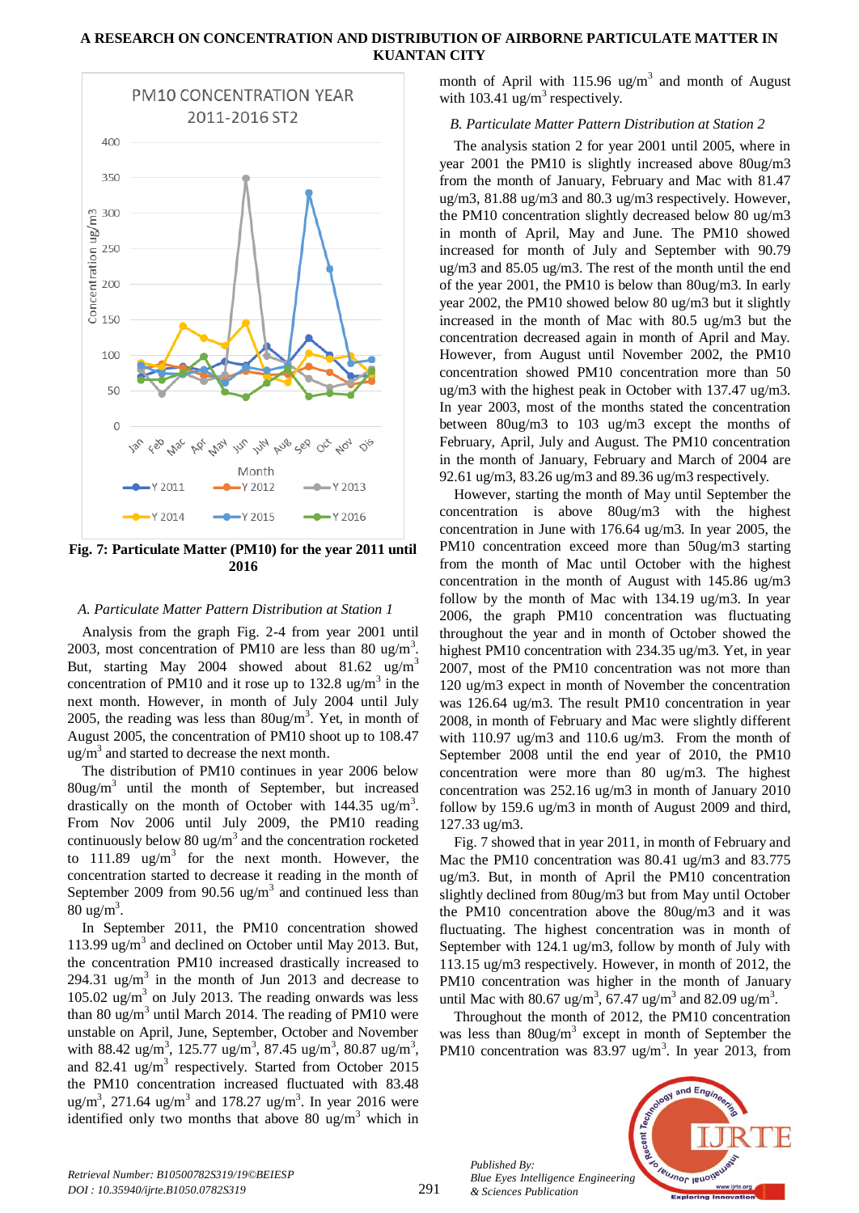PM10 CONCENTRATION YEAR 2011-2016 ST2

Concentration ug/m3

400
350
300
250
200
150
100
50
0

Jan Feb Mac Apr May Jun July Aug Sep Oct Nov Dis

Month

Y 2011 Y 2012 Y 2013 Y 2014 Y 2015 Y 2016

**Fig. 7: Particulate Matter (PM10) for the year 2011 until 2016**

### *A. Particulate Matter Pattern Distribution at Station 1*

Analysis from the graph Fig. 2-4 from year 2001 until 2003, most concentration of PM10 are less than 80 ug/m$^3$. But, starting May 2004 showed about 81.62 ug/m$^3$ concentration of PM10 and it rose up to 132.8 ug/m$^3$ in the next month. However, in month of July 2004 until July 2005, the reading was less than 80ug/m$^3$. Yet, in month of August 2005, the concentration of PM10 shoot up to 108.47 ug/m$^3$ and started to decrease the next month.

The distribution of PM10 continues in year 2006 below 80ug/m$^3$ until the month of September, but increased drastically on the month of October with 144.35 ug/m$^3$. From Nov 2006 until July 2009, the PM10 reading continuously below 80 ug/m$^3$ and the concentration rocketed to 111.89 ug/m$^3$ for the next month. However, the concentration started to decrease it reading in the month of September 2009 from 90.56 ug/m$^3$ and continued less than 80 ug/m$^3$.

In September 2011, the PM10 concentration showed 113.99 ug/m$^3$ and declined on October until May 2013. But, the concentration PM10 increased drastically increased to 294.31 ug/m$^3$ in the month of Jun 2013 and decrease to 105.02 ug/m$^3$ on July 2013. The reading onwards was less than 80 ug/m$^3$ until March 2014. The reading of PM10 were unstable on April, June, September, October and November with 88.42 ug/m$^3$, 125.77 ug/m$^3$, 87.45 ug/m$^3$, 80.87 ug/m$^3$, and 82.41 ug/m$^3$ respectively. Started from October 2015 the PM10 concentration increased fluctuated with 83.48 ug/m$^3$, 271.64 ug/m$^3$ and 178.27 ug/m$^3$. In year 2016 were identified only two months that above 80 ug/m$^3$ which in month of April with 115.96 ug/m$^3$ and month of August with 103.41 ug/m$^3$ respectively.

### *B. Particulate Matter Pattern Distribution at Station 2*

The analysis station 2 for year 2001 until 2005, where in year 2001 the PM10 is slightly increased above 80ug/m3 from the month of January, February and Mac with 81.47 ug/m3, 81.88 ug/m3 and 80.3 ug/m3 respectively. However, the PM10 concentration slightly decreased below 80 ug/m3 in month of April, May and June. The PM10 showed increased for month of July and September with 90.79 ug/m3 and 85.05 ug/m3. The rest of the month until the end of the year 2001, the PM10 is below than 80ug/m3. In early year 2002, the PM10 showed below 80 ug/m3 but it slightly increased in the month of Mac with 80.5 ug/m3 but the concentration decreased again in month of April and May. However, from August until November 2002, the PM10 concentration showed PM10 concentration more than 50 ug/m3 with the highest peak in October with 137.47 ug/m3. In year 2003, most of the months stated the concentration between 80ug/m3 to 103 ug/m3 except the months of February, April, July and August. The PM10 concentration in the month of January, February and March of 2004 are 92.61 ug/m3, 83.26 ug/m3 and 89.36 ug/m3 respectively.

However, starting the month of May until September the concentration is above 80ug/m3 with the highest concentration in June with 176.64 ug/m3. In year 2005, the PM10 concentration exceed more than 50ug/m3 starting from the month of Mac until October with the highest concentration in the month of August with 145.86 ug/m3 follow by the month of Mac with 134.19 ug/m3. In year 2006, the graph PM10 concentration was fluctuating throughout the year and in month of October showed the highest PM10 concentration with 234.35 ug/m3. Yet, in year 2007, most of the PM10 concentration was not more than 120 ug/m3 expect in month of November the concentration was 126.64 ug/m3. The result PM10 concentration in year 2008, in month of February and Mac were slightly different with 110.97 ug/m3 and 110.6 ug/m3. From the month of September 2008 until the end year of 2010, the PM10 concentration were more than 80 ug/m3. The highest concentration was 252.16 ug/m3 in month of January 2010 follow by 159.6 ug/m3 in month of August 2009 and third, 127.33 ug/m3.

Fig. 7 showed that in year 2011, in month of February and Mac the PM10 concentration was 80.41 ug/m3 and 83.775 ug/m3. But, in month of April the PM10 concentration slightly declined from 80ug/m3 but from May until October the PM10 concentration above the 80ug/m3 and it was fluctuating. The highest concentration was in month of September with 124.1 ug/m3, follow by month of July with 113.15 ug/m3 respectively. However, in month of 2012, the PM10 concentration was higher in the month of January until Mac with 80.67 ug/m$^3$, 67.47 ug/m$^3$ and 82.09 ug/m$^3$.

Throughout the month of 2012, the PM10 concentration was less than 80ug/m$^3$ except in month of September the PM10 concentration was 83.97 ug/m$^3$. In year 2013, from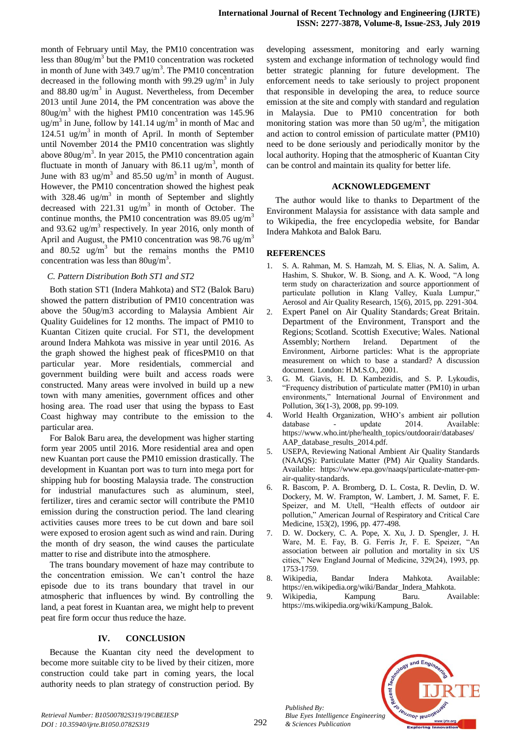month of February until May, the PM10 concentration was less than 80ug/m$^3$ but the PM10 concentration was rocketed in month of June with 349.7 ug/m$^3$. The PM10 concentration decreased in the following month with 99.29 ug/m$^3$ in July and 88.80 ug/m$^3$ in August. Nevertheless, from December 2013 until June 2014, the PM concentration was above the 80ug/m$^3$ with the highest PM10 concentration was 145.96 ug/m$^3$ in June, follow by 141.14 ug/m$^3$ in month of Mac and 124.51 ug/m$^3$ in month of April. In month of September until November 2014 the PM10 concentration was slightly above 80ug/m$^3$. In year 2015, the PM10 concentration again fluctuate in month of January with 86.11 ug/m$^3$, month of June with 83 ug/m$^3$ and 85.50 ug/m$^3$ in month of August. However, the PM10 concentration showed the highest peak with 328.46 ug/m$^3$ in month of September and slightly decreased with 221.31 ug/m$^3$ in month of October. The continue months, the PM10 concentration was 89.05 ug/m$^3$ and 93.62 ug/m$^3$ respectively. In year 2016, only month of April and August, the PM10 concentration was 98.76 ug/m$^3$ and 80.52 ug/m$^3$ but the remains months the PM10 concentration was less than 80ug/m$^3$.

### *C. Pattern Distribution Both ST1 and ST2*

Both station ST1 (Indera Mahkota) and ST2 (Balok Baru) showed the pattern distribution of PM10 concentration was above the 50ug/m3 according to Malaysia Ambient Air Quality Guidelines for 12 months. The impact of PM10 to Kuantan Citizen quite crucial. For ST1, the development around Indera Mahkota was missive in year until 2016. As the graph showed the highest peak of fficesPM10 on that particular year. More residentials, commercial and government building were built and access roads were constructed. Many areas were involved in build up a new town with many amenities, government offices and other hosing area. The road user that using the bypass to East Coast highway may contribute to the emission to the particular area.

For Balok Baru area, the development was higher starting form year 2005 until 2016. More residential area and open new Kuantan port cause the PM10 emission drastically. The development in Kuantan port was to turn into mega port for shipping hub for boosting Malaysia trade. The construction for industrial manufactures such as aluminum, steel, fertilizer, tires and ceramic sector will contribute the PM10 emission during the construction period. The land clearing activities causes more trees to be cut down and bare soil were exposed to erosion agent such as wind and rain. During the month of dry season, the wind causes the particulate matter to rise and distribute into the atmosphere.

The trans boundary movement of haze may contribute to the concentration emission. We can't control the haze episode due to its trans boundary that travel in our atmospheric that influences by wind. By controlling the land, a peat forest in Kuantan area, we might help to prevent peat fire form occur thus reduce the haze.

## IV. CONCLUSION

Because the Kuantan city need the development to become more suitable city to be lived by their citizen, more construction could take part in coming years, the local authority needs to plan strategy of construction period. By developing assessment, monitoring and early warning system and exchange information of technology would find better strategic planning for future development. The enforcement needs to take seriously to project proponent that responsible in developing the area, to reduce source emission at the site and comply with standard and regulation in Malaysia. Due to PM10 concentration for both monitoring station was more than 50 ug/m$^3$, the mitigation and action to control emission of particulate matter (PM10) need to be done seriously and periodically monitor by the local authority. Hoping that the atmospheric of Kuantan City can be control and maintain its quality for better life.

## ACKNOWLEDGEMENT

The author would like to thanks to Department of the Environment Malaysia for assistance with data sample and to Wikipedia, the free encyclopedia website, for Bandar Indera Mahkota and Balok Baru.

## REFERENCES

1. S. A. Rahman, M. S. Hamzah, M. S. Elias, N. A. Salim, A. Hashim, S. Shukor, W. B. Siong, and A. K. Wood, "A long term study on characterization and source apportionment of particulate pollution in Klang Valley, Kuala Lumpur," Aerosol and Air Quality Research, 15(6), 2015, pp. 2291-304.
2. Expert Panel on Air Quality Standards; Great Britain. Department of the Environment, Transport and the Regions; Scotland. Scottish Executive; Wales. National Assembly; Northern Ireland. Department of the Environment, Airborne particles: What is the appropriate measurement on which to base a standard? A discussion document. London: H.M.S.O., 2001.
3. G. M. Giavis, H. D. Kambezidis, and S. P. Lykoudis, "Frequency distribution of particulate matter (PM10) in urban environments," International Journal of Environment and Pollution, 36(1-3), 2008, pp. 99-109.
4. World Health Organization, WHO's ambient air pollution database - update 2014. Available: https://www.who.int/phe/health_topics/outdoorair/databases/AAP_database_results_2014.pdf.
5. USEPA, Reviewing National Ambient Air Quality Standards (NAAQS): Particulate Matter (PM) Air Quality Standards. Available: https://www.epa.gov/naaqs/particulate-matter-pm-air-quality-standards.
6. R. Bascom, P. A. Bromberg, D. L. Costa, R. Devlin, D. W. Dockery, M. W. Frampton, W. Lambert, J. M. Samet, F. E. Speizer, and M. Utell, "Health effects of outdoor air pollution," American Journal of Respiratory and Critical Care Medicine, 153(2), 1996, pp. 477-498.
7. D. W. Dockery, C. A. Pope, X. Xu, J. D. Spengler, J. H. Ware, M. E. Fay, B. G. Ferris Jr, F. E. Speizer, "An association between air pollution and mortality in six US cities," New England Journal of Medicine, 329(24), 1993, pp. 1753-1759.
8. Wikipedia, Bandar Indera Mahkota. Available: https://en.wikipedia.org/wiki/Bandar_Indera_Mahkota.
9. Wikipedia, Kampung Baru. Available: https://ms.wikipedia.org/wiki/Kampung_Balok.